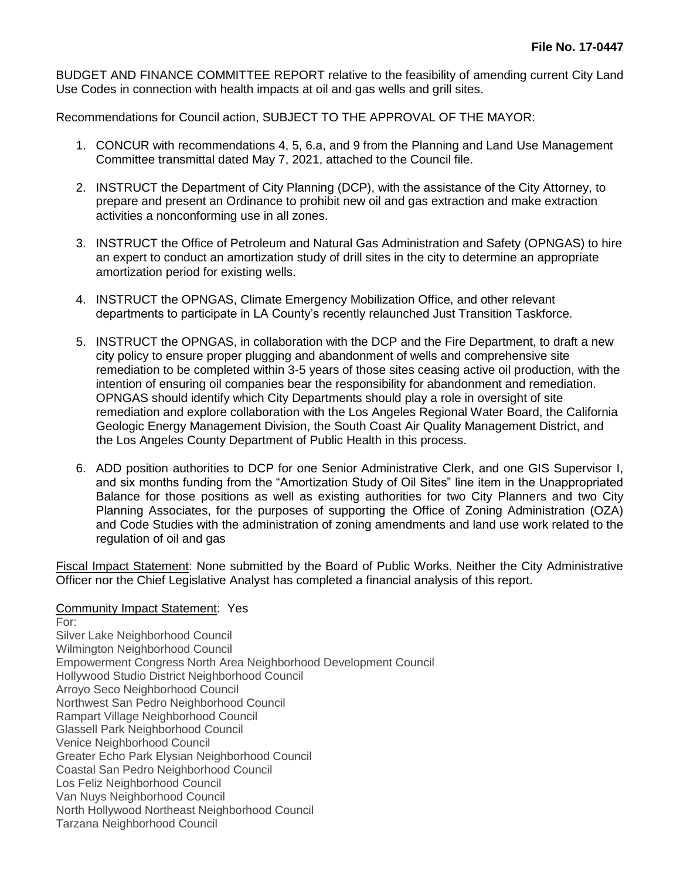**File No. 17-0447**

BUDGET AND FINANCE COMMITTEE REPORT relative to the feasibility of amending current City Land Use Codes in connection with health impacts at oil and gas wells and grill sites.

Recommendations for Council action, SUBJECT TO THE APPROVAL OF THE MAYOR:

1. CONCUR with recommendations 4, 5, 6.a, and 9 from the Planning and Land Use Management Committee transmittal dated May 7, 2021, attached to the Council file.

2. INSTRUCT the Department of City Planning (DCP), with the assistance of the City Attorney, to prepare and present an Ordinance to prohibit new oil and gas extraction and make extraction activities a nonconforming use in all zones.

3. INSTRUCT the Office of Petroleum and Natural Gas Administration and Safety (OPNGAS) to hire an expert to conduct an amortization study of drill sites in the city to determine an appropriate amortization period for existing wells.

4. INSTRUCT the OPNGAS, Climate Emergency Mobilization Office, and other relevant departments to participate in LA County's recently relaunched Just Transition Taskforce.

5. INSTRUCT the OPNGAS, in collaboration with the DCP and the Fire Department, to draft a new city policy to ensure proper plugging and abandonment of wells and comprehensive site remediation to be completed within 3-5 years of those sites ceasing active oil production, with the intention of ensuring oil companies bear the responsibility for abandonment and remediation. OPNGAS should identify which City Departments should play a role in oversight of site remediation and explore collaboration with the Los Angeles Regional Water Board, the California Geologic Energy Management Division, the South Coast Air Quality Management District, and the Los Angeles County Department of Public Health in this process.

6. ADD position authorities to DCP for one Senior Administrative Clerk, and one GIS Supervisor I, and six months funding from the "Amortization Study of Oil Sites" line item in the Unappropriated Balance for those positions as well as existing authorities for two City Planners and two City Planning Associates, for the purposes of supporting the Office of Zoning Administration (OZA) and Code Studies with the administration of zoning amendments and land use work related to the regulation of oil and gas

Fiscal Impact Statement: None submitted by the Board of Public Works. Neither the City Administrative Officer nor the Chief Legislative Analyst has completed a financial analysis of this report.

Community Impact Statement: Yes

For:
Silver Lake Neighborhood Council
Wilmington Neighborhood Council
Empowerment Congress North Area Neighborhood Development Council
Hollywood Studio District Neighborhood Council
Arroyo Seco Neighborhood Council
Northwest San Pedro Neighborhood Council
Rampart Village Neighborhood Council
Glassell Park Neighborhood Council
Venice Neighborhood Council
Greater Echo Park Elysian Neighborhood Council
Coastal San Pedro Neighborhood Council
Los Feliz Neighborhood Council
Van Nuys Neighborhood Council
North Hollywood Northeast Neighborhood Council
Tarzana Neighborhood Council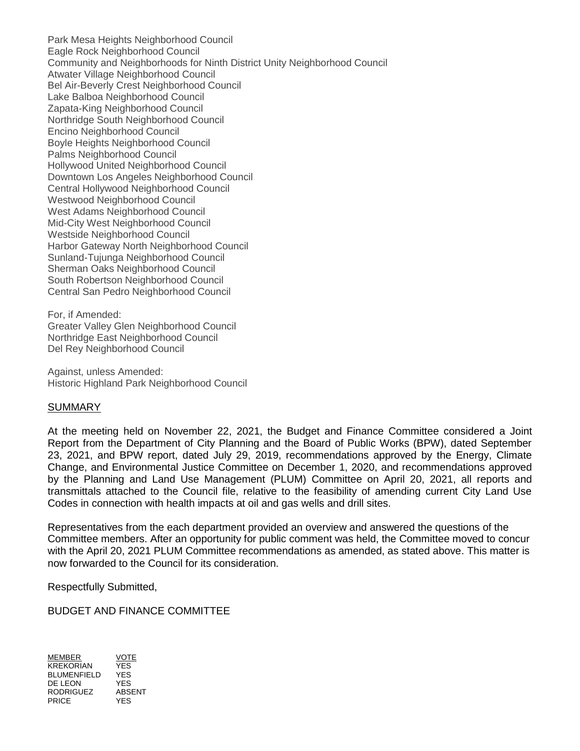Park Mesa Heights Neighborhood Council
Eagle Rock Neighborhood Council
Community and Neighborhoods for Ninth District Unity Neighborhood Council
Atwater Village Neighborhood Council
Bel Air-Beverly Crest Neighborhood Council
Lake Balboa Neighborhood Council
Zapata-King Neighborhood Council
Northridge South Neighborhood Council
Encino Neighborhood Council
Boyle Heights Neighborhood Council
Palms Neighborhood Council
Hollywood United Neighborhood Council
Downtown Los Angeles Neighborhood Council
Central Hollywood Neighborhood Council
Westwood Neighborhood Council
West Adams Neighborhood Council
Mid-City West Neighborhood Council
Westside Neighborhood Council
Harbor Gateway North Neighborhood Council
Sunland-Tujunga Neighborhood Council
Sherman Oaks Neighborhood Council
South Robertson Neighborhood Council
Central San Pedro Neighborhood Council

For, if Amended:
Greater Valley Glen Neighborhood Council
Northridge East Neighborhood Council
Del Rey Neighborhood Council

Against, unless Amended:
Historic Highland Park Neighborhood Council

## SUMMARY

At the meeting held on November 22, 2021, the Budget and Finance Committee considered a Joint Report from the Department of City Planning and the Board of Public Works (BPW), dated September 23, 2021, and BPW report, dated July 29, 2019, recommendations approved by the Energy, Climate Change, and Environmental Justice Committee on December 1, 2020, and recommendations approved by the Planning and Land Use Management (PLUM) Committee on April 20, 2021, all reports and transmittals attached to the Council file, relative to the feasibility of amending current City Land Use Codes in connection with health impacts at oil and gas wells and drill sites.

Representatives from the each department provided an overview and answered the questions of the Committee members. After an opportunity for public comment was held, the Committee moved to concur with the April 20, 2021 PLUM Committee recommendations as amended, as stated above. This matter is now forwarded to the Council for its consideration.

Respectfully Submitted,

BUDGET AND FINANCE COMMITTEE

| MEMBER | VOTE |
|---|---|
| KREKORIAN | YES |
| BLUMENFIELD | YES |
| DE LEON | YES |
| RODRIGUEZ | ABSENT |
| PRICE | YES |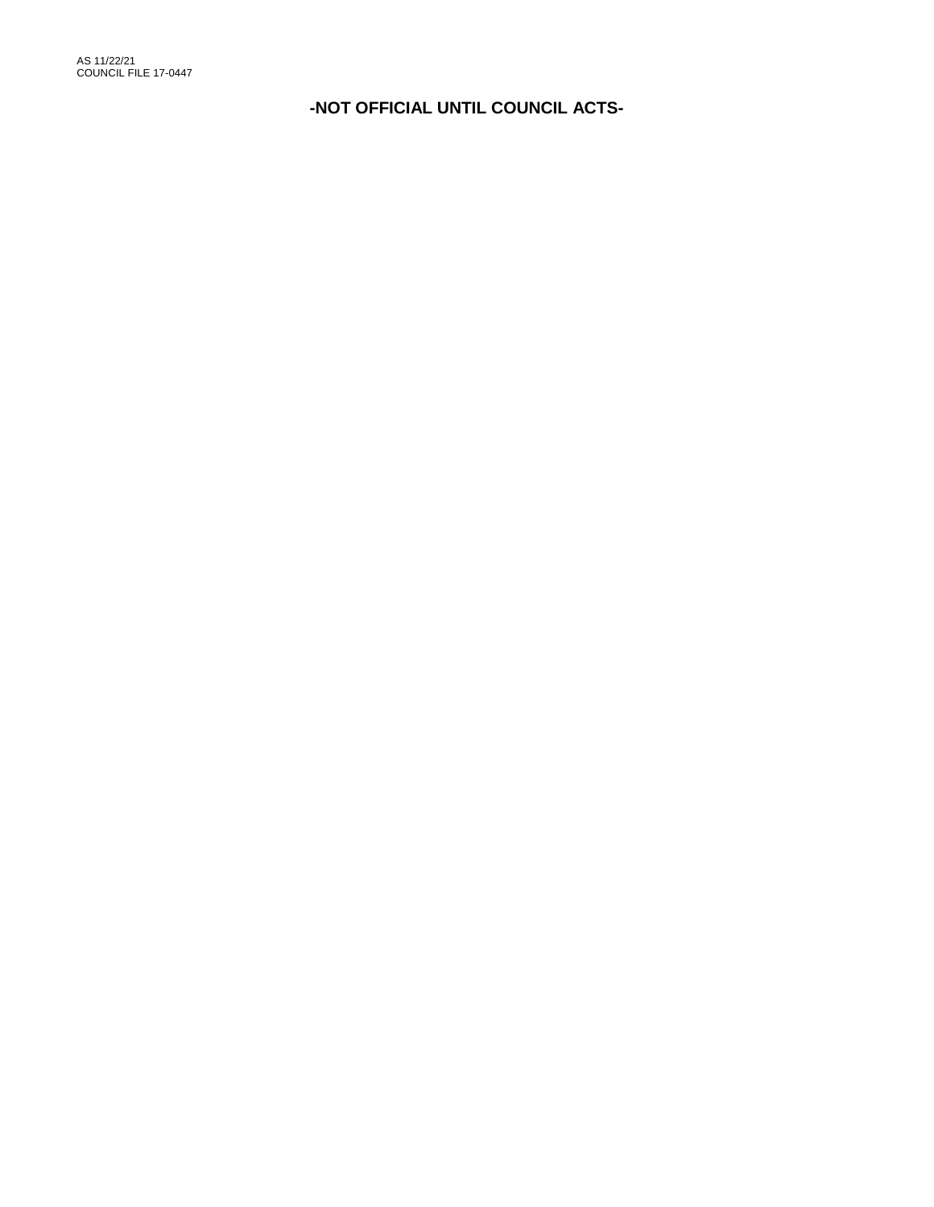**-NOT OFFICIAL UNTIL COUNCIL ACTS-**